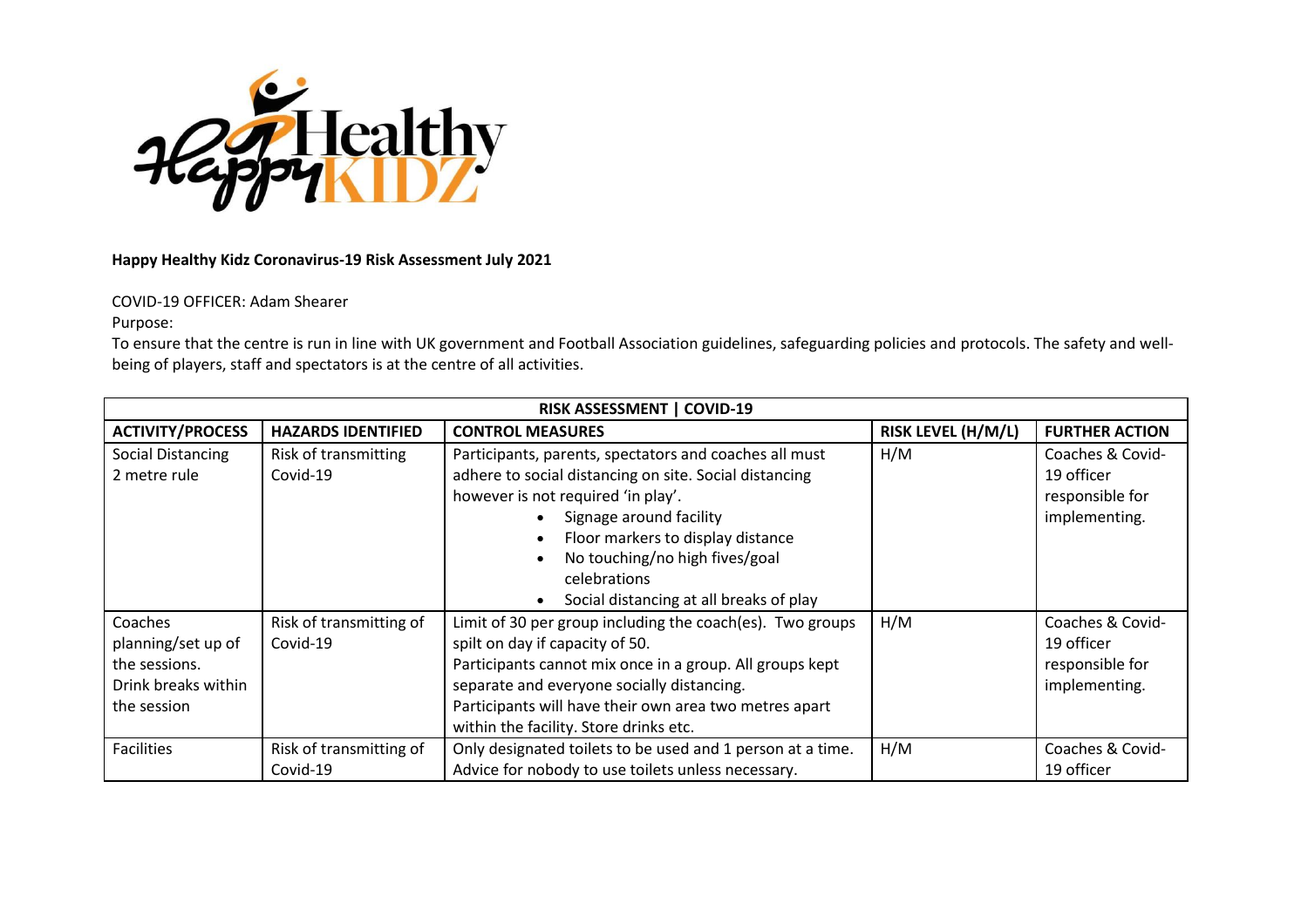**Happy Healthy Kidz Coronavirus-19 Risk Assessment July 2021**

COVID-19 OFFICER: Adam Shearer

Purpose:

To ensure that the centre is run in line with UK government and Football Association guidelines, safeguarding policies and protocols. The safety and well-being of players, staff and spectators is at the centre of all activities.

| RISK ASSESSMENT \| COVID-19 | | | | |
|---|---|---|---|---|
| **ACTIVITY/PROCESS** | **HAZARDS IDENTIFIED** | **CONTROL MEASURES** | **RISK LEVEL (H/M/L)** | **FURTHER ACTION** |
| Social Distancing 2 metre rule | Risk of transmitting Covid-19 | Participants, parents, spectators and coaches all must adhere to social distancing on site. Social distancing however is not required 'in play'.<br>• Signage around facility<br>• Floor markers to display distance<br>• No touching/no high fives/goal celebrations<br>• Social distancing at all breaks of play | H/M | Coaches & Covid-19 officer responsible for implementing. |
| Coaches planning/set up of the sessions. Drink breaks within the session | Risk of transmitting of Covid-19 | Limit of 30 per group including the coach(es). Two groups spilt on day if capacity of 50.<br>Participants cannot mix once in a group. All groups kept separate and everyone socially distancing.<br>Participants will have their own area two metres apart within the facility. Store drinks etc. | H/M | Coaches & Covid-19 officer responsible for implementing. |
| Facilities | Risk of transmitting of Covid-19 | Only designated toilets to be used and 1 person at a time. Advice for nobody to use toilets unless necessary. | H/M | Coaches & Covid-19 officer |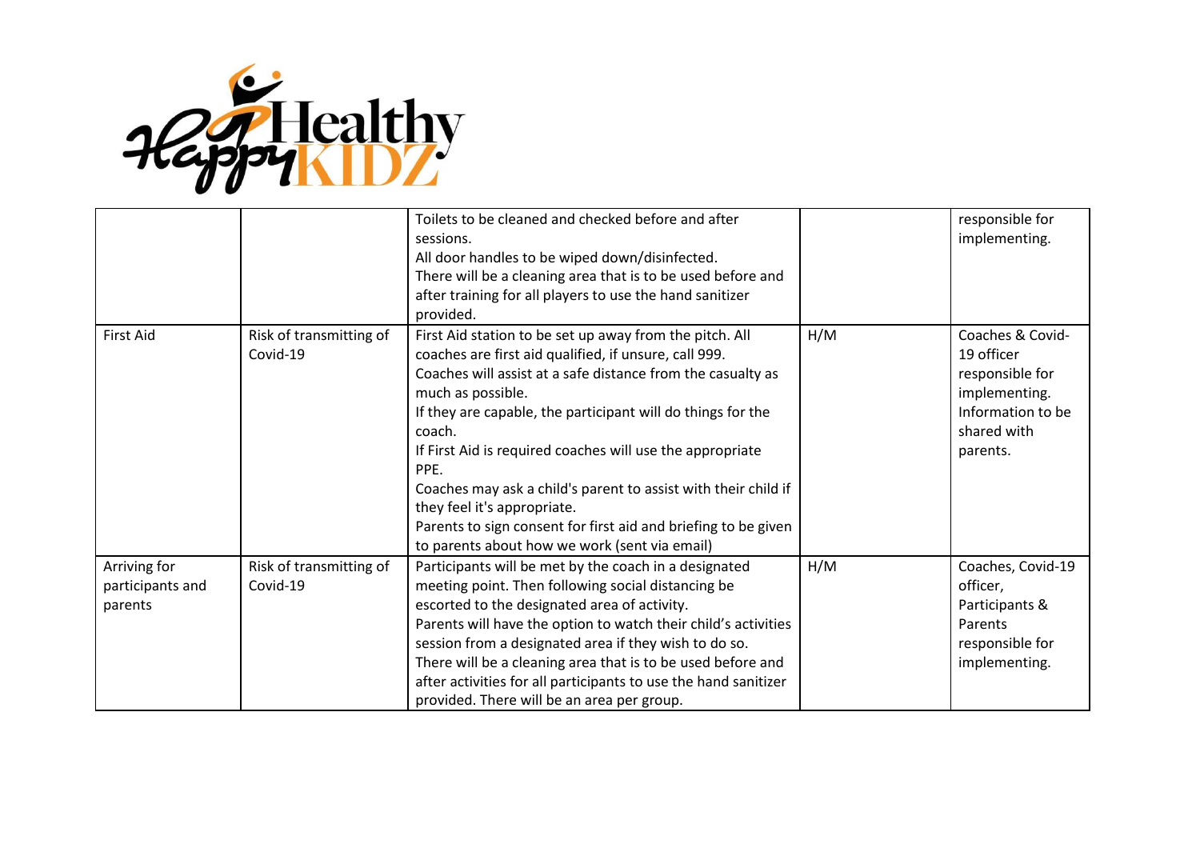| | | | | |
|---|---|---|---|---|
| | | Toilets to be cleaned and checked before and after sessions. All door handles to be wiped down/disinfected. There will be a cleaning area that is to be used before and after training for all players to use the hand sanitizer provided. | | responsible for implementing. |
| First Aid | Risk of transmitting of Covid-19 | First Aid station to be set up away from the pitch. All coaches are first aid qualified, if unsure, call 999. Coaches will assist at a safe distance from the casualty as much as possible. If they are capable, the participant will do things for the coach. If First Aid is required coaches will use the appropriate PPE. Coaches may ask a child's parent to assist with their child if they feel it's appropriate. Parents to sign consent for first aid and briefing to be given to parents about how we work (sent via email) | H/M | Coaches & Covid-19 officer responsible for implementing. Information to be shared with parents. |
| Arriving for participants and parents | Risk of transmitting of Covid-19 | Participants will be met by the coach in a designated meeting point. Then following social distancing be escorted to the designated area of activity. Parents will have the option to watch their child's activities session from a designated area if they wish to do so. There will be a cleaning area that is to be used before and after activities for all participants to use the hand sanitizer provided. There will be an area per group. | H/M | Coaches, Covid-19 officer, Participants & Parents responsible for implementing. |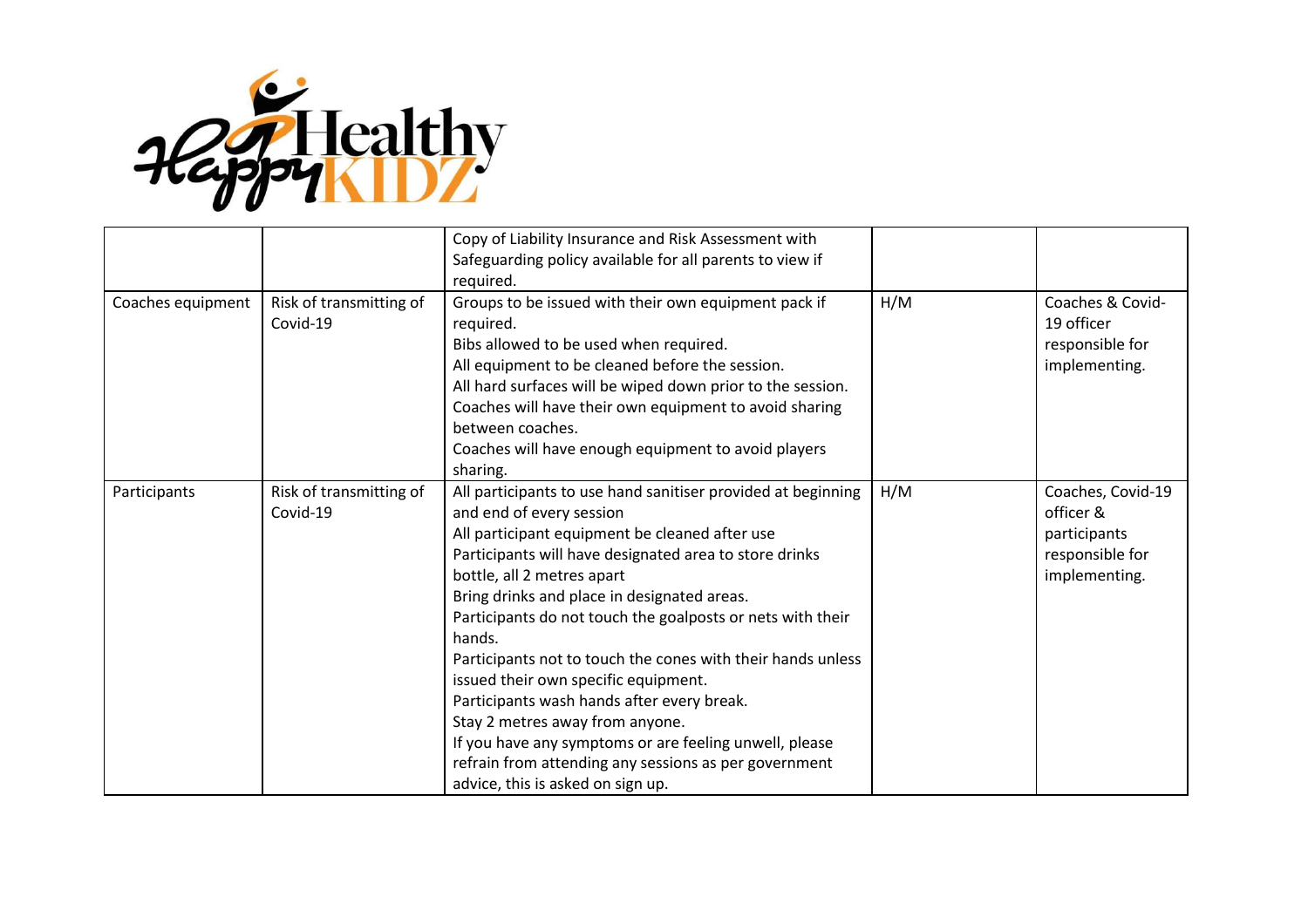| | | | | |
|---|---|---|---|---|
| | | Copy of Liability Insurance and Risk Assessment with Safeguarding policy available for all parents to view if required. | | |
| Coaches equipment | Risk of transmitting of Covid-19 | Groups to be issued with their own equipment pack if required.<br>Bibs allowed to be used when required.<br>All equipment to be cleaned before the session.<br>All hard surfaces will be wiped down prior to the session.<br>Coaches will have their own equipment to avoid sharing between coaches.<br>Coaches will have enough equipment to avoid players sharing. | H/M | Coaches & Covid-19 officer responsible for implementing. |
| Participants | Risk of transmitting of Covid-19 | All participants to use hand sanitiser provided at beginning and end of every session<br>All participant equipment be cleaned after use<br>Participants will have designated area to store drinks bottle, all 2 metres apart<br>Bring drinks and place in designated areas.<br>Participants do not touch the goalposts or nets with their hands.<br>Participants not to touch the cones with their hands unless issued their own specific equipment.<br>Participants wash hands after every break.<br>Stay 2 metres away from anyone.<br>If you have any symptoms or are feeling unwell, please refrain from attending any sessions as per government advice, this is asked on sign up. | H/M | Coaches, Covid-19 officer & participants responsible for implementing. |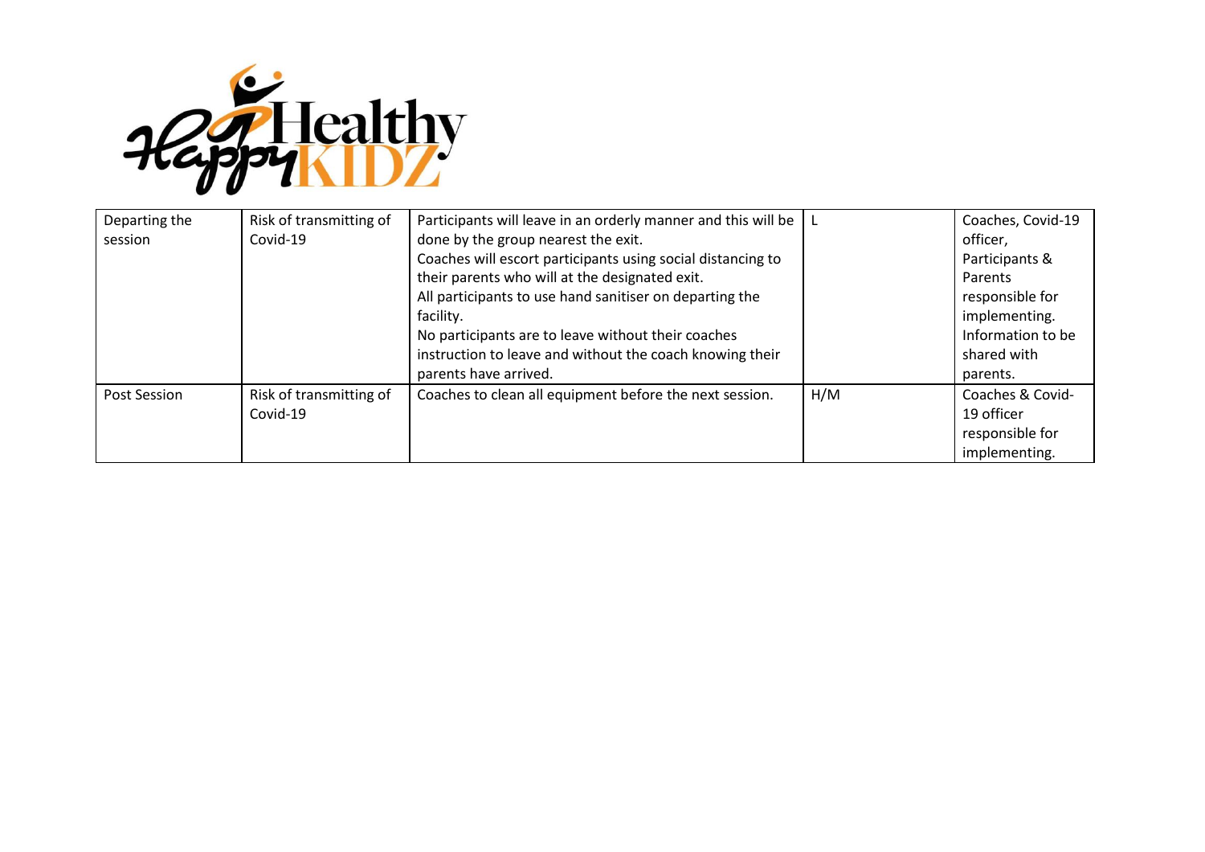| | | | | |
|---|---|---|---|---|
| Departing the session | Risk of transmitting of Covid-19 | Participants will leave in an orderly manner and this will be done by the group nearest the exit.<br>Coaches will escort participants using social distancing to their parents who will at the designated exit.<br>All participants to use hand sanitiser on departing the facility.<br>No participants are to leave without their coaches instruction to leave and without the coach knowing their parents have arrived. | L | Coaches, Covid-19 officer, Participants & Parents responsible for implementing. Information to be shared with parents. |
| Post Session | Risk of transmitting of Covid-19 | Coaches to clean all equipment before the next session. | H/M | Coaches & Covid-19 officer responsible for implementing. |